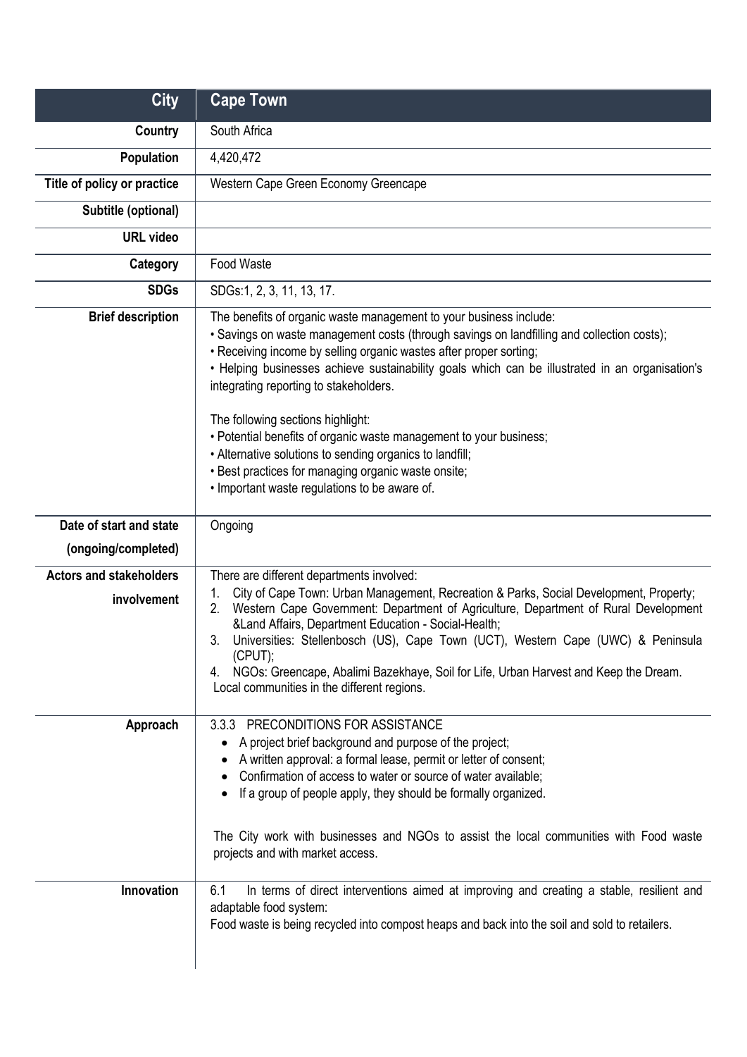| City | Cape Town |
|---|---|
| Country | South Africa |
| Population | 4,420,472 |
| Title of policy or practice | Western Cape Green Economy Greencape |
| Subtitle (optional) | |
| URL video | |
| Category | Food Waste |
| SDGs | SDGs:1, 2, 3, 11, 13, 17. |
| Brief description | The benefits of organic waste management to your business include:<br>• Savings on waste management costs (through savings on landfilling and collection costs);<br>• Receiving income by selling organic wastes after proper sorting;<br>• Helping businesses achieve sustainability goals which can be illustrated in an organisation's integrating reporting to stakeholders.<br><br>The following sections highlight:<br>• Potential benefits of organic waste management to your business;<br>• Alternative solutions to sending organics to landfill;<br>• Best practices for managing organic waste onsite;<br>• Important waste regulations to be aware of. |
| Date of start and state (ongoing/completed) | Ongoing |
| Actors and stakeholders involvement | There are different departments involved:<br>1. City of Cape Town: Urban Management, Recreation & Parks, Social Development, Property;<br>2. Western Cape Government: Department of Agriculture, Department of Rural Development &Land Affairs, Department Education - Social-Health;<br>3. Universities: Stellenbosch (US), Cape Town (UCT), Western Cape (UWC) & Peninsula (CPUT);<br>4. NGOs: Greencape, Abalimi Bazekhaye, Soil for Life, Urban Harvest and Keep the Dream.<br>Local communities in the different regions. |
| Approach | 3.3.3 PRECONDITIONS FOR ASSISTANCE<br>• A project brief background and purpose of the project;<br>• A written approval: a formal lease, permit or letter of consent;<br>• Confirmation of access to water or source of water available;<br>• If a group of people apply, they should be formally organized.<br><br>The City work with businesses and NGOs to assist the local communities with Food waste projects and with market access. |
| Innovation | 6.1 In terms of direct interventions aimed at improving and creating a stable, resilient and adaptable food system:<br>Food waste is being recycled into compost heaps and back into the soil and sold to retailers. |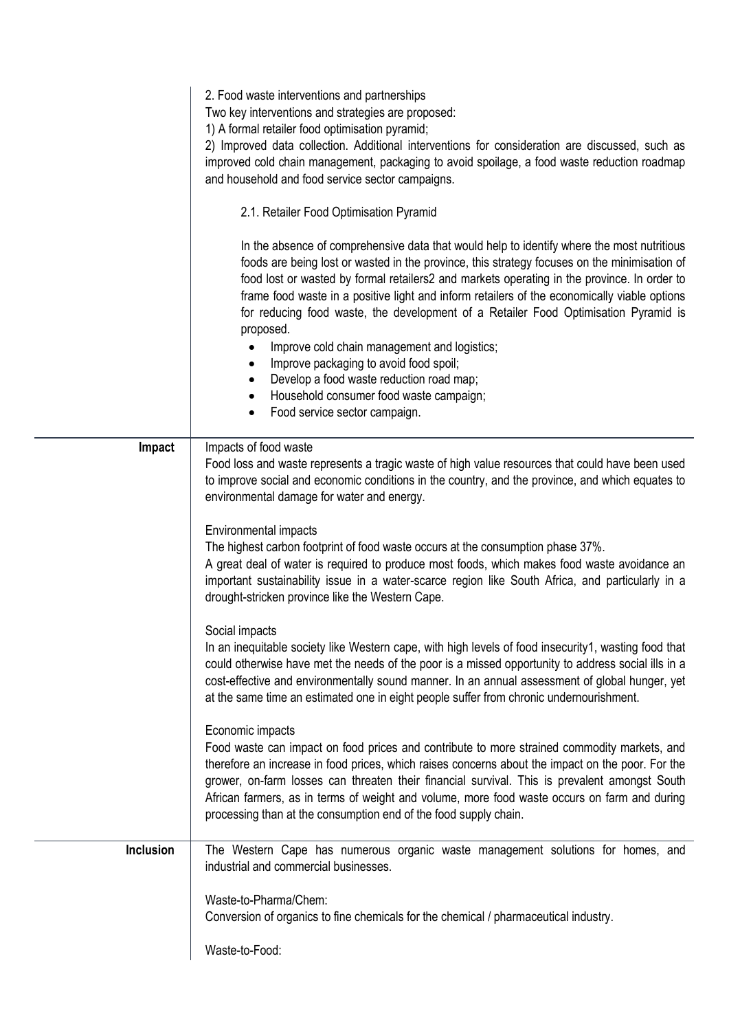| | |
|---|---|
| | 2. Food waste interventions and partnerships<br>Two key interventions and strategies are proposed:<br>1) A formal retailer food optimisation pyramid;<br>2) Improved data collection. Additional interventions for consideration are discussed, such as improved cold chain management, packaging to avoid spoilage, a food waste reduction roadmap and household and food service sector campaigns.<br><br>2.1. Retailer Food Optimisation Pyramid<br><br>In the absence of comprehensive data that would help to identify where the most nutritious foods are being lost or wasted in the province, this strategy focuses on the minimisation of food lost or wasted by formal retailers2 and markets operating in the province. In order to frame food waste in a positive light and inform retailers of the economically viable options for reducing food waste, the development of a Retailer Food Optimisation Pyramid is proposed.<br>• Improve cold chain management and logistics;<br>• Improve packaging to avoid food spoil;<br>• Develop a food waste reduction road map;<br>• Household consumer food waste campaign;<br>• Food service sector campaign. |
| **Impact** | Impacts of food waste<br>Food loss and waste represents a tragic waste of high value resources that could have been used to improve social and economic conditions in the country, and the province, and which equates to environmental damage for water and energy.<br><br>Environmental impacts<br>The highest carbon footprint of food waste occurs at the consumption phase 37%.<br>A great deal of water is required to produce most foods, which makes food waste avoidance an important sustainability issue in a water-scarce region like South Africa, and particularly in a drought-stricken province like the Western Cape.<br><br>Social impacts<br>In an inequitable society like Western cape, with high levels of food insecurity1, wasting food that could otherwise have met the needs of the poor is a missed opportunity to address social ills in a cost-effective and environmentally sound manner. In an annual assessment of global hunger, yet at the same time an estimated one in eight people suffer from chronic undernourishment.<br><br>Economic impacts<br>Food waste can impact on food prices and contribute to more strained commodity markets, and therefore an increase in food prices, which raises concerns about the impact on the poor. For the grower, on-farm losses can threaten their financial survival. This is prevalent amongst South African farmers, as in terms of weight and volume, more food waste occurs on farm and during processing than at the consumption end of the food supply chain. |
| **Inclusion** | The Western Cape has numerous organic waste management solutions for homes, and industrial and commercial businesses.<br><br>Waste-to-Pharma/Chem:<br>Conversion of organics to fine chemicals for the chemical / pharmaceutical industry.<br><br>Waste-to-Food: |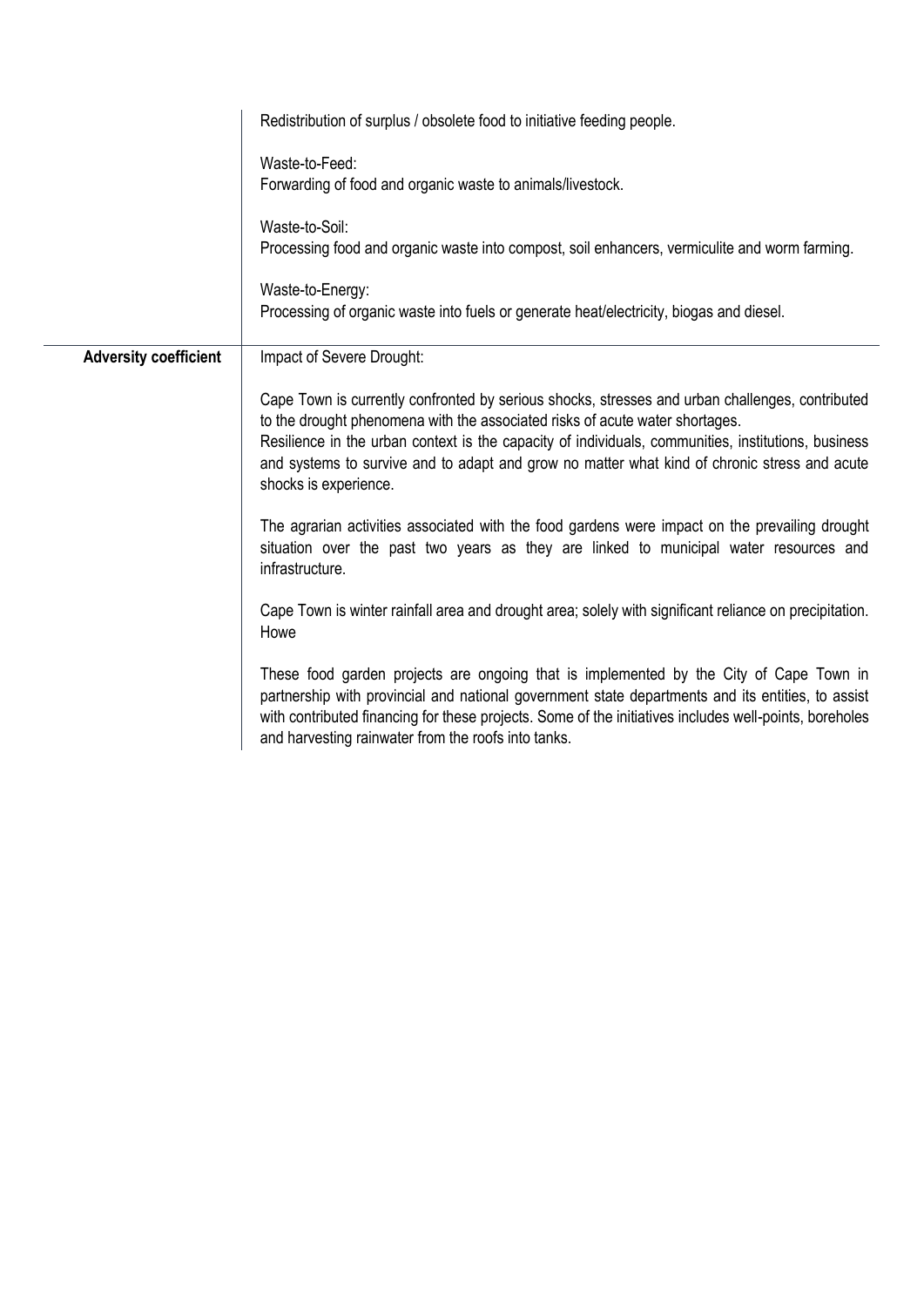| | |
|---|---|
| | Redistribution of surplus / obsolete food to initiative feeding people.<br><br>Waste-to-Feed:<br>Forwarding of food and organic waste to animals/livestock.<br><br>Waste-to-Soil:<br>Processing food and organic waste into compost, soil enhancers, vermiculite and worm farming.<br><br>Waste-to-Energy:<br>Processing of organic waste into fuels or generate heat/electricity, biogas and diesel. |
| **Adversity coefficient** | Impact of Severe Drought:<br><br>Cape Town is currently confronted by serious shocks, stresses and urban challenges, contributed to the drought phenomena with the associated risks of acute water shortages.<br>Resilience in the urban context is the capacity of individuals, communities, institutions, business and systems to survive and to adapt and grow no matter what kind of chronic stress and acute shocks is experience.<br><br>The agrarian activities associated with the food gardens were impact on the prevailing drought situation over the past two years as they are linked to municipal water resources and infrastructure.<br><br>Cape Town is winter rainfall area and drought area; solely with significant reliance on precipitation. Howe<br><br>These food garden projects are ongoing that is implemented by the City of Cape Town in partnership with provincial and national government state departments and its entities, to assist with contributed financing for these projects. Some of the initiatives includes well-points, boreholes and harvesting rainwater from the roofs into tanks. |